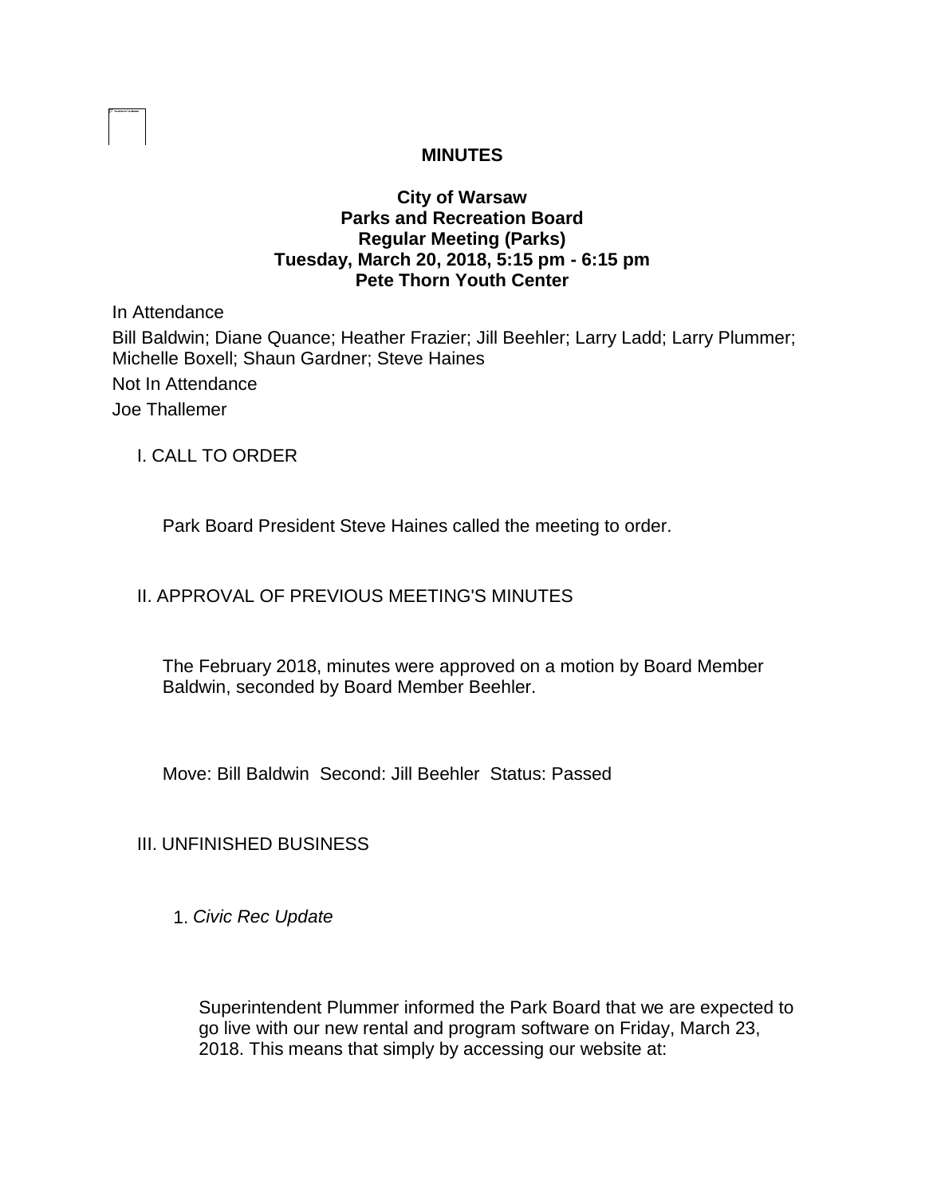**MINUTES**

**City of Warsaw**
**Parks and Recreation Board**
**Regular Meeting (Parks)**
**Tuesday, March 20, 2018, 5:15 pm - 6:15 pm**
**Pete Thorn Youth Center**

In Attendance

Bill Baldwin; Diane Quance; Heather Frazier; Jill Beehler; Larry Ladd; Larry Plummer; Michelle Boxell; Shaun Gardner; Steve Haines

Not In Attendance

Joe Thallemer

I. CALL TO ORDER

Park Board President Steve Haines called the meeting to order.

II. APPROVAL OF PREVIOUS MEETING'S MINUTES

The February 2018, minutes were approved on a motion by Board Member Baldwin, seconded by Board Member Beehler.

Move: Bill Baldwin  Second: Jill Beehler  Status: Passed

III. UNFINISHED BUSINESS

1. *Civic Rec Update*

Superintendent Plummer informed the Park Board that we are expected to go live with our new rental and program software on Friday, March 23, 2018. This means that simply by accessing our website at: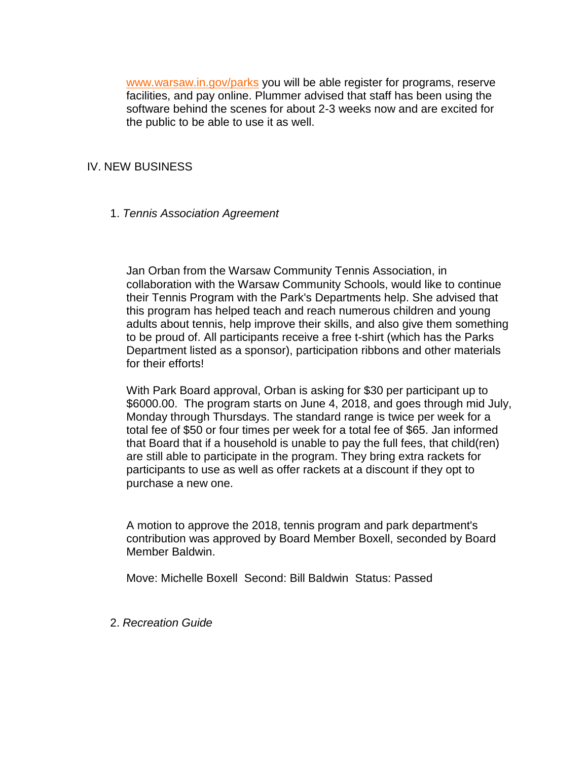www.warsaw.in.gov/parks you will be able register for programs, reserve facilities, and pay online. Plummer advised that staff has been using the software behind the scenes for about 2-3 weeks now and are excited for the public to be able to use it as well.

## IV. NEW BUSINESS

### 1. *Tennis Association Agreement*

Jan Orban from the Warsaw Community Tennis Association, in collaboration with the Warsaw Community Schools, would like to continue their Tennis Program with the Park's Departments help. She advised that this program has helped teach and reach numerous children and young adults about tennis, help improve their skills, and also give them something to be proud of. All participants receive a free t-shirt (which has the Parks Department listed as a sponsor), participation ribbons and other materials for their efforts!

With Park Board approval, Orban is asking for $30 per participant up to $6000.00. The program starts on June 4, 2018, and goes through mid July, Monday through Thursdays. The standard range is twice per week for a total fee of $50 or four times per week for a total fee of $65. Jan informed that Board that if a household is unable to pay the full fees, that child(ren) are still able to participate in the program. They bring extra rackets for participants to use as well as offer rackets at a discount if they opt to purchase a new one.

A motion to approve the 2018, tennis program and park department's contribution was approved by Board Member Boxell, seconded by Board Member Baldwin.

Move: Michelle Boxell Second: Bill Baldwin Status: Passed

### 2. *Recreation Guide*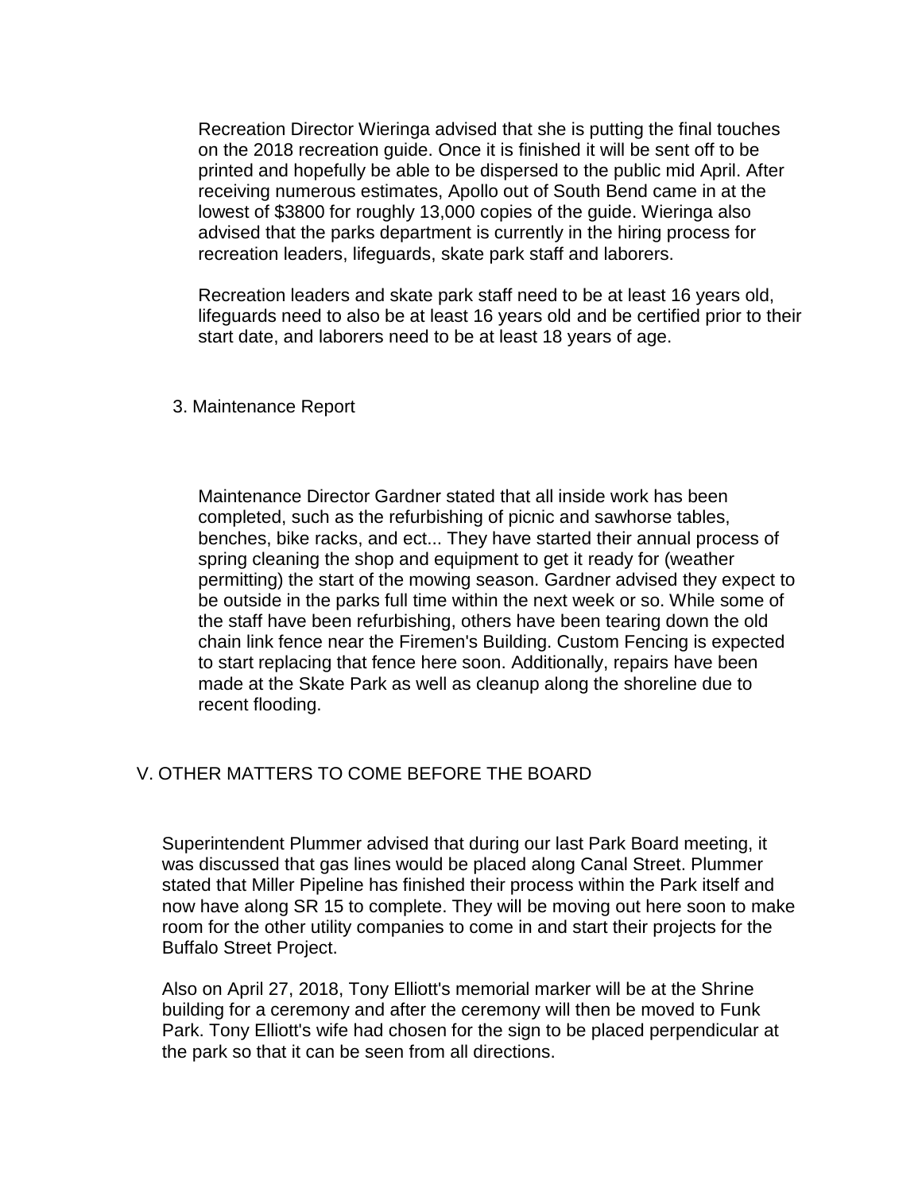Recreation Director Wieringa advised that she is putting the final touches on the 2018 recreation guide. Once it is finished it will be sent off to be printed and hopefully be able to be dispersed to the public mid April. After receiving numerous estimates, Apollo out of South Bend came in at the lowest of $3800 for roughly 13,000 copies of the guide. Wieringa also advised that the parks department is currently in the hiring process for recreation leaders, lifeguards, skate park staff and laborers.

Recreation leaders and skate park staff need to be at least 16 years old, lifeguards need to also be at least 16 years old and be certified prior to their start date, and laborers need to be at least 18 years of age.

3. Maintenance Report

Maintenance Director Gardner stated that all inside work has been completed, such as the refurbishing of picnic and sawhorse tables, benches, bike racks, and ect... They have started their annual process of spring cleaning the shop and equipment to get it ready for (weather permitting) the start of the mowing season. Gardner advised they expect to be outside in the parks full time within the next week or so. While some of the staff have been refurbishing, others have been tearing down the old chain link fence near the Firemen's Building. Custom Fencing is expected to start replacing that fence here soon. Additionally, repairs have been made at the Skate Park as well as cleanup along the shoreline due to recent flooding.

## V. OTHER MATTERS TO COME BEFORE THE BOARD

Superintendent Plummer advised that during our last Park Board meeting, it was discussed that gas lines would be placed along Canal Street. Plummer stated that Miller Pipeline has finished their process within the Park itself and now have along SR 15 to complete. They will be moving out here soon to make room for the other utility companies to come in and start their projects for the Buffalo Street Project.

Also on April 27, 2018, Tony Elliott's memorial marker will be at the Shrine building for a ceremony and after the ceremony will then be moved to Funk Park. Tony Elliott's wife had chosen for the sign to be placed perpendicular at the park so that it can be seen from all directions.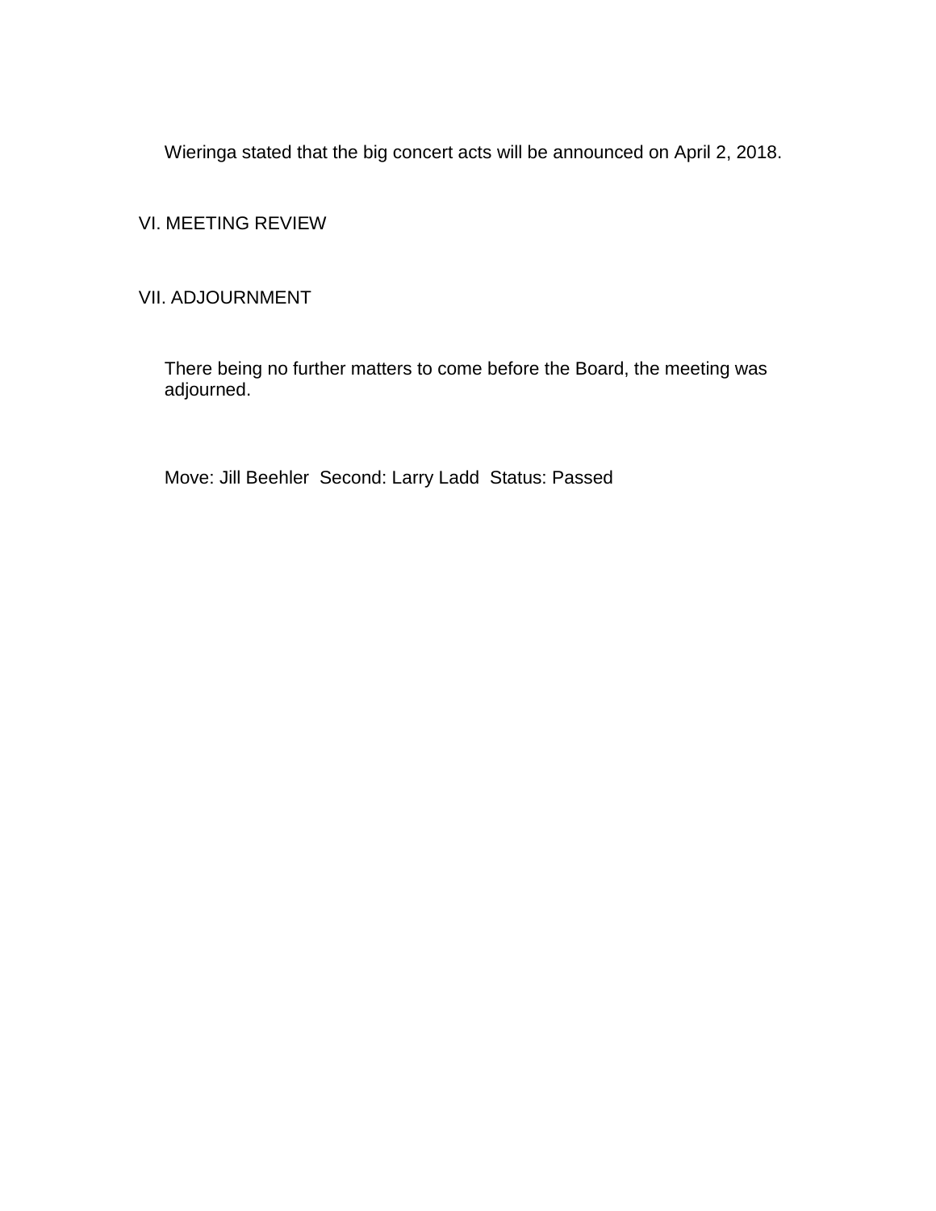Wieringa stated that the big concert acts will be announced on April 2, 2018.

## VI. MEETING REVIEW

## VII. ADJOURNMENT

There being no further matters to come before the Board, the meeting was adjourned.

Move: Jill Beehler Second: Larry Ladd Status: Passed